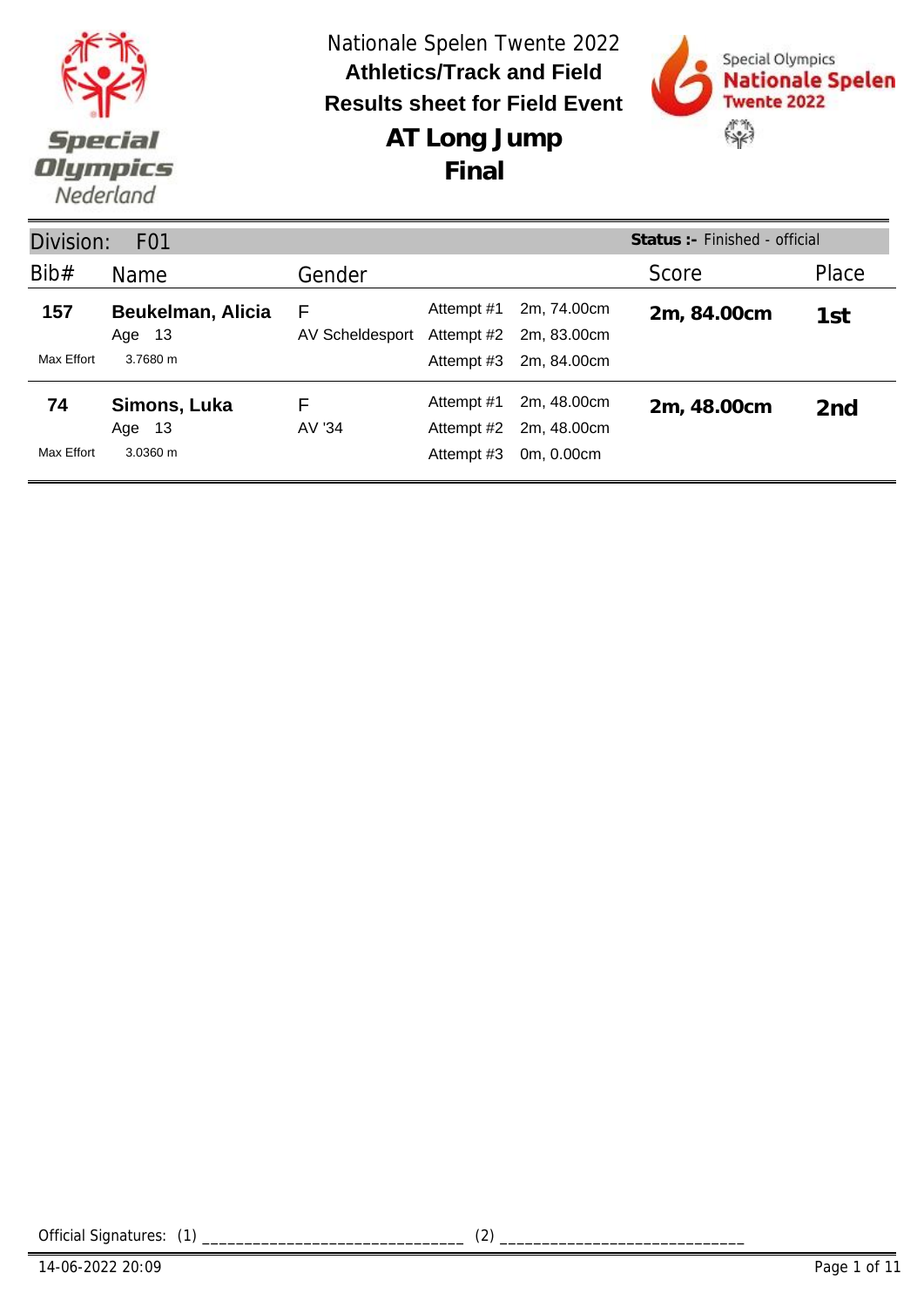Nationale Spelen Twente 2022

**Athletics/Track and Field**

**Results sheet for Field Event**

# AT Long Jump
## Final

**Division:** F01 — **Status :-** Finished - official

| Bib# | Name | Gender | Attempts | | Score | Place |
|---|---|---|---|---|---|---|
| **157** | **Beukelman, Alicia** | F | Attempt #1 | 2m, 74.00cm | **2m, 84.00cm** | **1st** |
| | Age 13 | AV Scheldesport | Attempt #2 | 2m, 83.00cm | | |
| Max Effort | 3.7680 m | | Attempt #3 | 2m, 84.00cm | | |
| **74** | **Simons, Luka** | F | Attempt #1 | 2m, 48.00cm | **2m, 48.00cm** | **2nd** |
| | Age 13 | AV '34 | Attempt #2 | 2m, 48.00cm | | |
| Max Effort | 3.0360 m | | Attempt #3 | 0m, 0.00cm | | |

Official Signatures: (1) ______________________________ (2) ____________________________

14-06-2022 20:09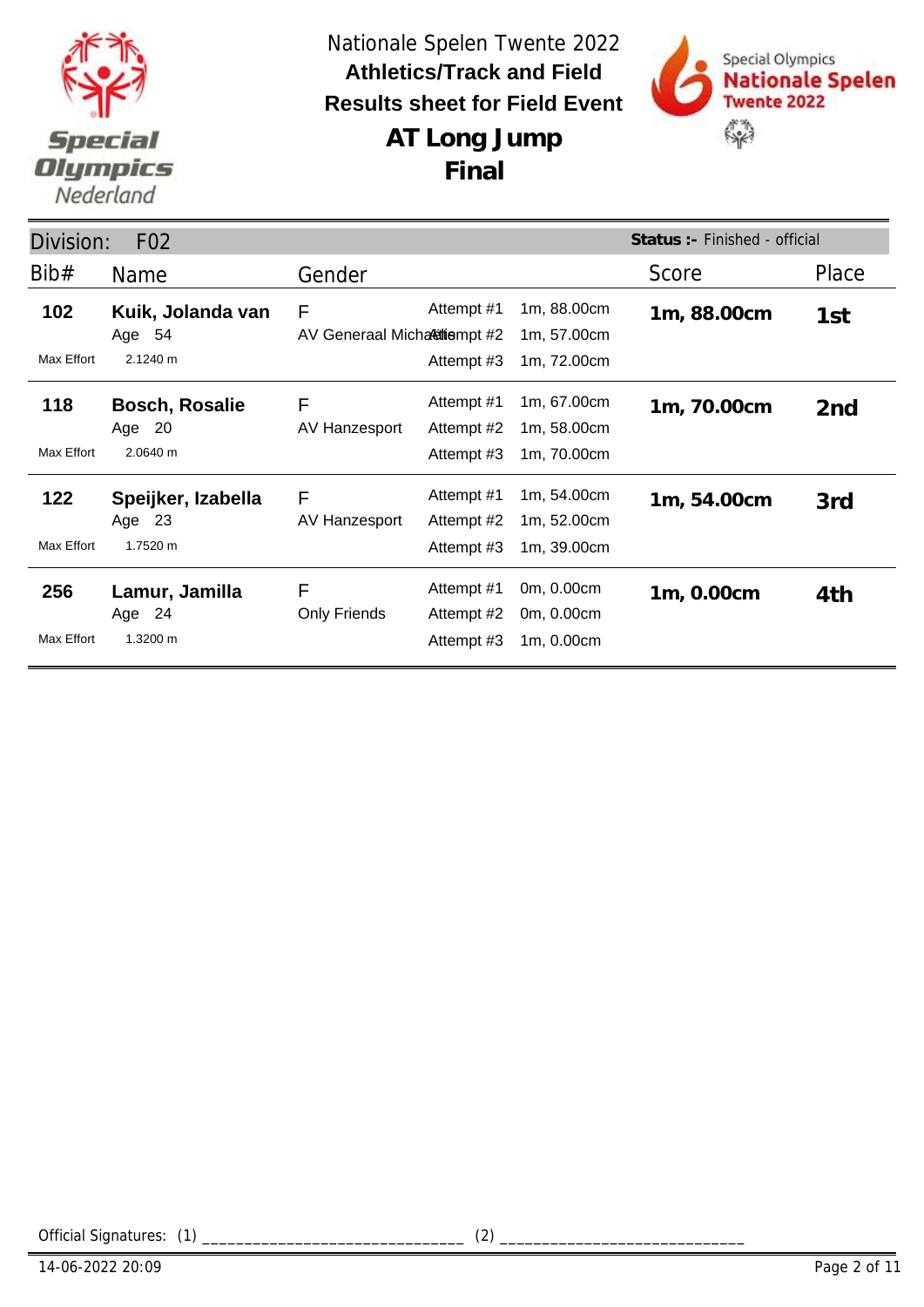Nationale Spelen Twente 2022

**Athletics/Track and Field**

**Results sheet for Field Event**

# AT Long Jump

# Final

Division: F02

**Status :-** Finished - official

| Bib# | Name | Gender | | | Score | Place |
|---|---|---|---|---|---|---|
| **102** | **Kuik, Jolanda van** | F | Attempt #1 | 1m, 88.00cm | **1m, 88.00cm** | **1st** |
| | Age 54 | AV Generaal Michaëlis | Attempt #2 | 1m, 57.00cm | | |
| Max Effort | 2.1240 m | | Attempt #3 | 1m, 72.00cm | | |
| **118** | **Bosch, Rosalie** | F | Attempt #1 | 1m, 67.00cm | **1m, 70.00cm** | **2nd** |
| | Age 20 | AV Hanzesport | Attempt #2 | 1m, 58.00cm | | |
| Max Effort | 2.0640 m | | Attempt #3 | 1m, 70.00cm | | |
| **122** | **Speijker, Izabella** | F | Attempt #1 | 1m, 54.00cm | **1m, 54.00cm** | **3rd** |
| | Age 23 | AV Hanzesport | Attempt #2 | 1m, 52.00cm | | |
| Max Effort | 1.7520 m | | Attempt #3 | 1m, 39.00cm | | |
| **256** | **Lamur, Jamilla** | F | Attempt #1 | 0m, 0.00cm | **1m, 0.00cm** | **4th** |
| | Age 24 | Only Friends | Attempt #2 | 0m, 0.00cm | | |
| Max Effort | 1.3200 m | | Attempt #3 | 1m, 0.00cm | | |

Official Signatures: (1) ______________________________ (2) ____________________________

14-06-2022 20:09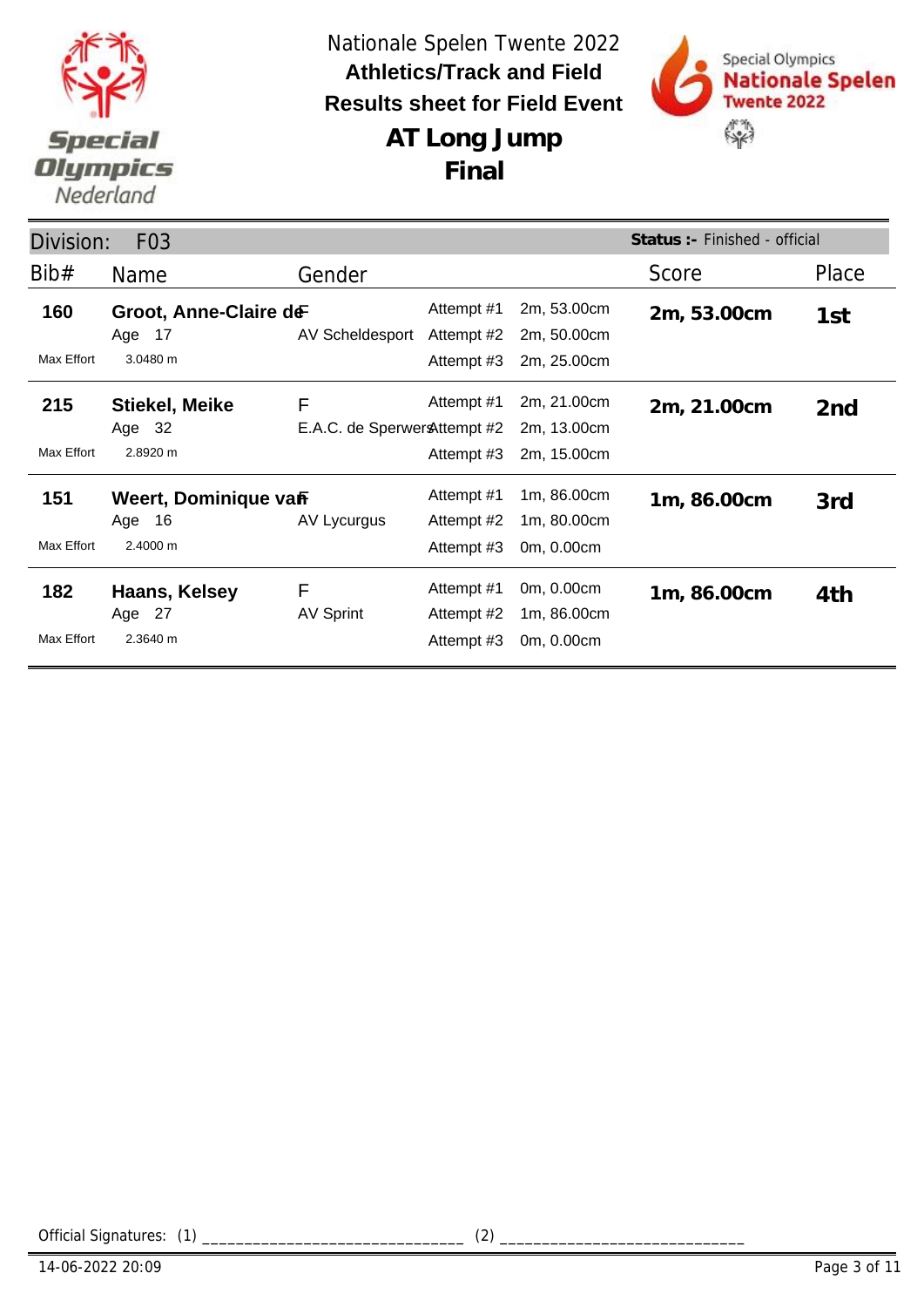Nationale Spelen Twente 2022

**Athletics/Track and Field**

**Results sheet for Field Event**

# AT Long Jump

## Final

Division: F03 — **Status :-** Finished - official

| Bib# | Name | Gender | | | Score | Place |
|---|---|---|---|---|---|---|
| **160** | **Groot, Anne-Claire de** | F | Attempt #1 | 2m, 53.00cm | **2m, 53.00cm** | **1st** |
| | Age 17 | AV Scheldesport | Attempt #2 | 2m, 50.00cm | | |
| Max Effort | 3.0480 m | | Attempt #3 | 2m, 25.00cm | | |
| **215** | **Stiekel, Meike** | F | Attempt #1 | 2m, 21.00cm | **2m, 21.00cm** | **2nd** |
| | Age 32 | E.A.C. de Sperwers | Attempt #2 | 2m, 13.00cm | | |
| Max Effort | 2.8920 m | | Attempt #3 | 2m, 15.00cm | | |
| **151** | **Weert, Dominique van** | F | Attempt #1 | 1m, 86.00cm | **1m, 86.00cm** | **3rd** |
| | Age 16 | AV Lycurgus | Attempt #2 | 1m, 80.00cm | | |
| Max Effort | 2.4000 m | | Attempt #3 | 0m, 0.00cm | | |
| **182** | **Haans, Kelsey** | F | Attempt #1 | 0m, 0.00cm | **1m, 86.00cm** | **4th** |
| | Age 27 | AV Sprint | Attempt #2 | 1m, 86.00cm | | |
| Max Effort | 2.3640 m | | Attempt #3 | 0m, 0.00cm | | |

Official Signatures: (1) ______________________________ (2) ____________________________

14-06-2022 20:09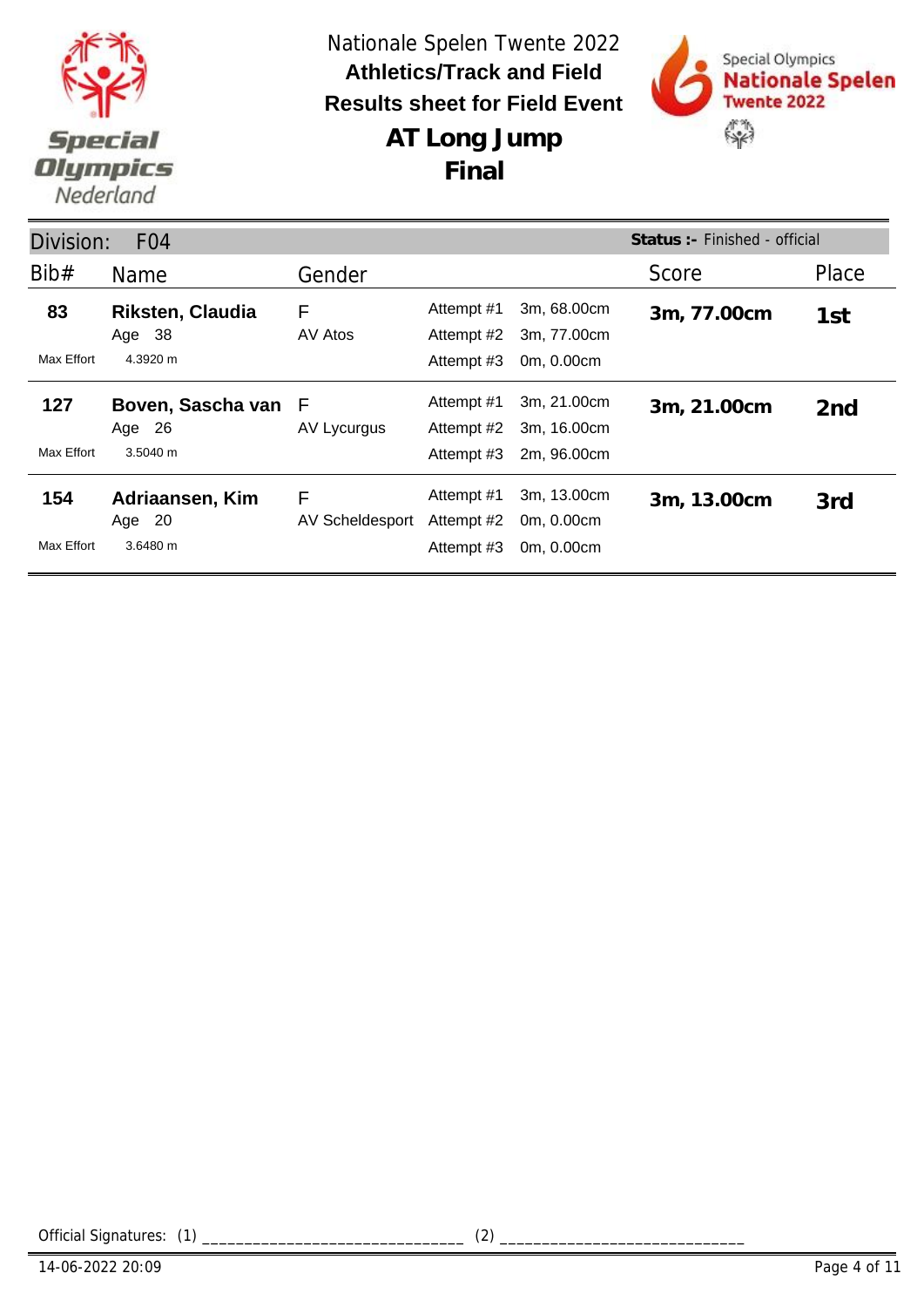Nationale Spelen Twente 2022

**Athletics/Track and Field**

**Results sheet for Field Event**

# AT Long Jump

## Final

Division: F04 — **Status :-** Finished - official

| Bib# | Name | Gender | Attempt | Result | Score | Place |
|---|---|---|---|---|---|---|
| **83** | **Riksten, Claudia** | F | Attempt #1 | 3m, 68.00cm | **3m, 77.00cm** | **1st** |
| | Age 38 | AV Atos | Attempt #2 | 3m, 77.00cm | | |
| Max Effort | 4.3920 m | | Attempt #3 | 0m, 0.00cm | | |
| **127** | **Boven, Sascha van** | F | Attempt #1 | 3m, 21.00cm | **3m, 21.00cm** | **2nd** |
| | Age 26 | AV Lycurgus | Attempt #2 | 3m, 16.00cm | | |
| Max Effort | 3.5040 m | | Attempt #3 | 2m, 96.00cm | | |
| **154** | **Adriaansen, Kim** | F | Attempt #1 | 3m, 13.00cm | **3m, 13.00cm** | **3rd** |
| | Age 20 | AV Scheldesport | Attempt #2 | 0m, 0.00cm | | |
| Max Effort | 3.6480 m | | Attempt #3 | 0m, 0.00cm | | |

Official Signatures: (1) ______________________________ (2) ____________________________

14-06-2022 20:09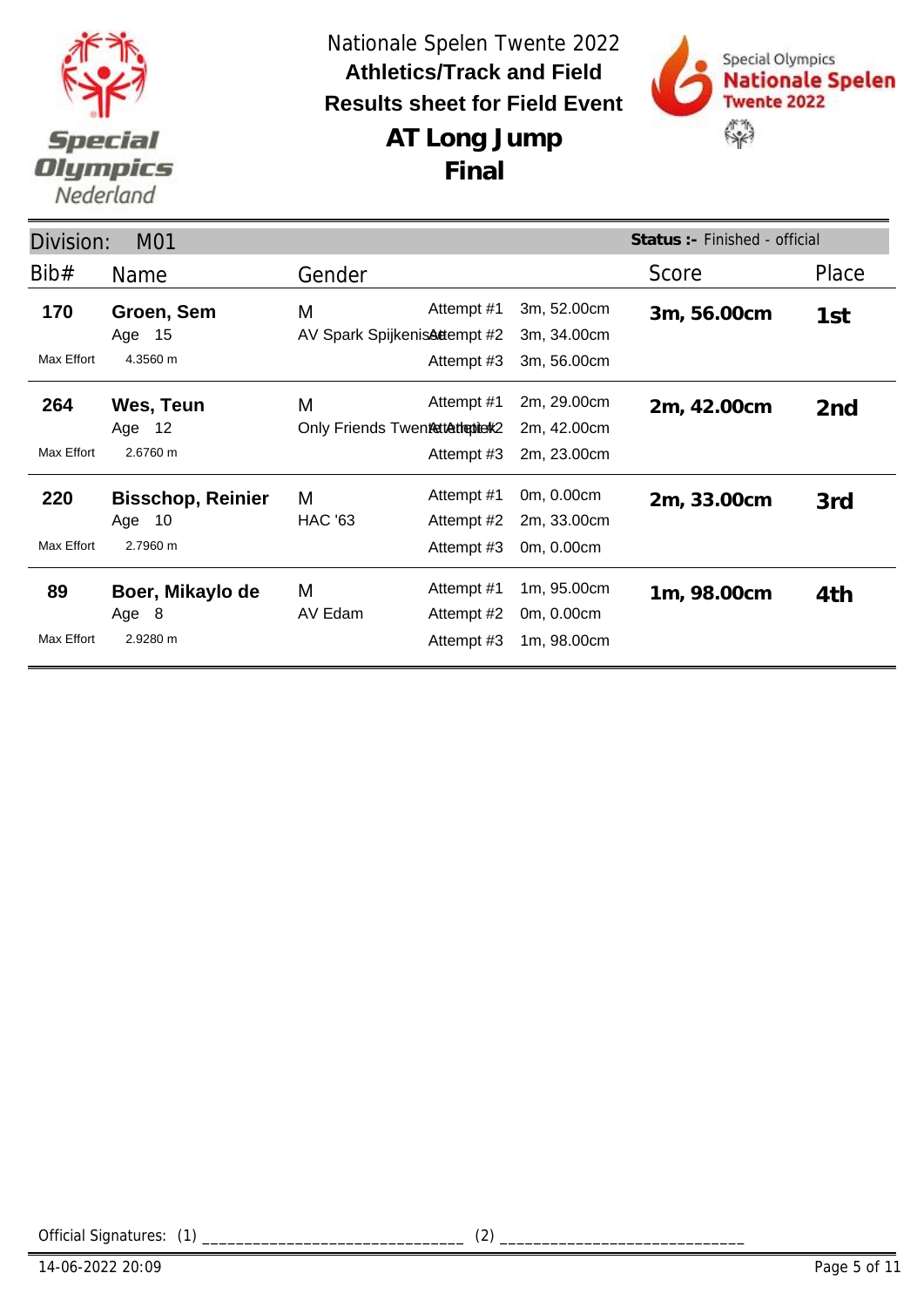Nationale Spelen Twente 2022

**Athletics/Track and Field**

**Results sheet for Field Event**

# AT Long Jump

## Final

Division: M01 — **Status :-** Finished - official

| Bib# | Name | Gender | | | Score | Place |
|---|---|---|---|---|---|---|
| **170** | **Groen, Sem** | M | Attempt #1 | 3m, 52.00cm | **3m, 56.00cm** | **1st** |
| | Age 15 | AV Spark Spijkenisse | Attempt #2 | 3m, 34.00cm | | |
| Max Effort | 4.3560 m | | Attempt #3 | 3m, 56.00cm | | |
| **264** | **Wes, Teun** | M | Attempt #1 | 2m, 29.00cm | **2m, 42.00cm** | **2nd** |
| | Age 12 | Only Friends Twente Atletiek | Attempt #2 | 2m, 42.00cm | | |
| Max Effort | 2.6760 m | | Attempt #3 | 2m, 23.00cm | | |
| **220** | **Bisschop, Reinier** | M | Attempt #1 | 0m, 0.00cm | **2m, 33.00cm** | **3rd** |
| | Age 10 | HAC '63 | Attempt #2 | 2m, 33.00cm | | |
| Max Effort | 2.7960 m | | Attempt #3 | 0m, 0.00cm | | |
| **89** | **Boer, Mikaylo de** | M | Attempt #1 | 1m, 95.00cm | **1m, 98.00cm** | **4th** |
| | Age 8 | AV Edam | Attempt #2 | 0m, 0.00cm | | |
| Max Effort | 2.9280 m | | Attempt #3 | 1m, 98.00cm | | |

Official Signatures: (1) ______________________________ (2) ____________________________

14-06-2022 20:09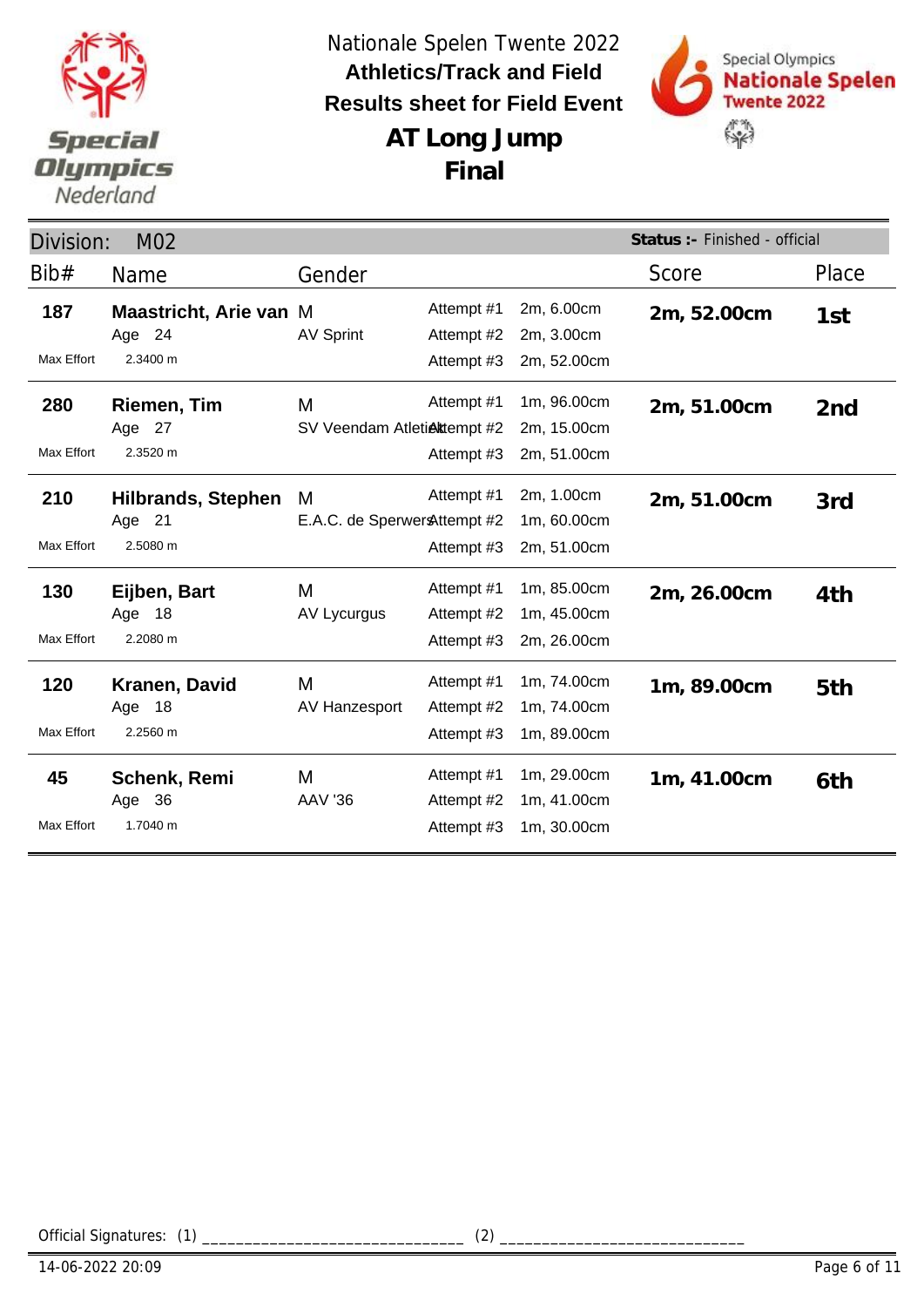Nationale Spelen Twente 2022

**Athletics/Track and Field**

**Results sheet for Field Event**

# AT Long Jump

## Final

Division: M02 | **Status :-** Finished - official

| Bib# | Name | Gender | Attempt | Result | Score | Place |
|---|---|---|---|---|---|---|
| **187** | **Maastricht, Arie van** | M | Attempt #1 | 2m, 6.00cm | **2m, 52.00cm** | **1st** |
| | Age 24 | AV Sprint | Attempt #2 | 2m, 3.00cm | | |
| Max Effort | 2.3400 m | | Attempt #3 | 2m, 52.00cm | | |
| **280** | **Riemen, Tim** | M | Attempt #1 | 1m, 96.00cm | **2m, 51.00cm** | **2nd** |
| | Age 27 | SV Veendam Atletiek | Attempt #2 | 2m, 15.00cm | | |
| Max Effort | 2.3520 m | | Attempt #3 | 2m, 51.00cm | | |
| **210** | **Hilbrands, Stephen** | M | Attempt #1 | 2m, 1.00cm | **2m, 51.00cm** | **3rd** |
| | Age 21 | E.A.C. de Sperwers | Attempt #2 | 1m, 60.00cm | | |
| Max Effort | 2.5080 m | | Attempt #3 | 2m, 51.00cm | | |
| **130** | **Eijben, Bart** | M | Attempt #1 | 1m, 85.00cm | **2m, 26.00cm** | **4th** |
| | Age 18 | AV Lycurgus | Attempt #2 | 1m, 45.00cm | | |
| Max Effort | 2.2080 m | | Attempt #3 | 2m, 26.00cm | | |
| **120** | **Kranen, David** | M | Attempt #1 | 1m, 74.00cm | **1m, 89.00cm** | **5th** |
| | Age 18 | AV Hanzesport | Attempt #2 | 1m, 74.00cm | | |
| Max Effort | 2.2560 m | | Attempt #3 | 1m, 89.00cm | | |
| **45** | **Schenk, Remi** | M | Attempt #1 | 1m, 29.00cm | **1m, 41.00cm** | **6th** |
| | Age 36 | AAV '36 | Attempt #2 | 1m, 41.00cm | | |
| Max Effort | 1.7040 m | | Attempt #3 | 1m, 30.00cm | | |

Official Signatures: (1) ______________________________ (2) ____________________________

14-06-2022 20:09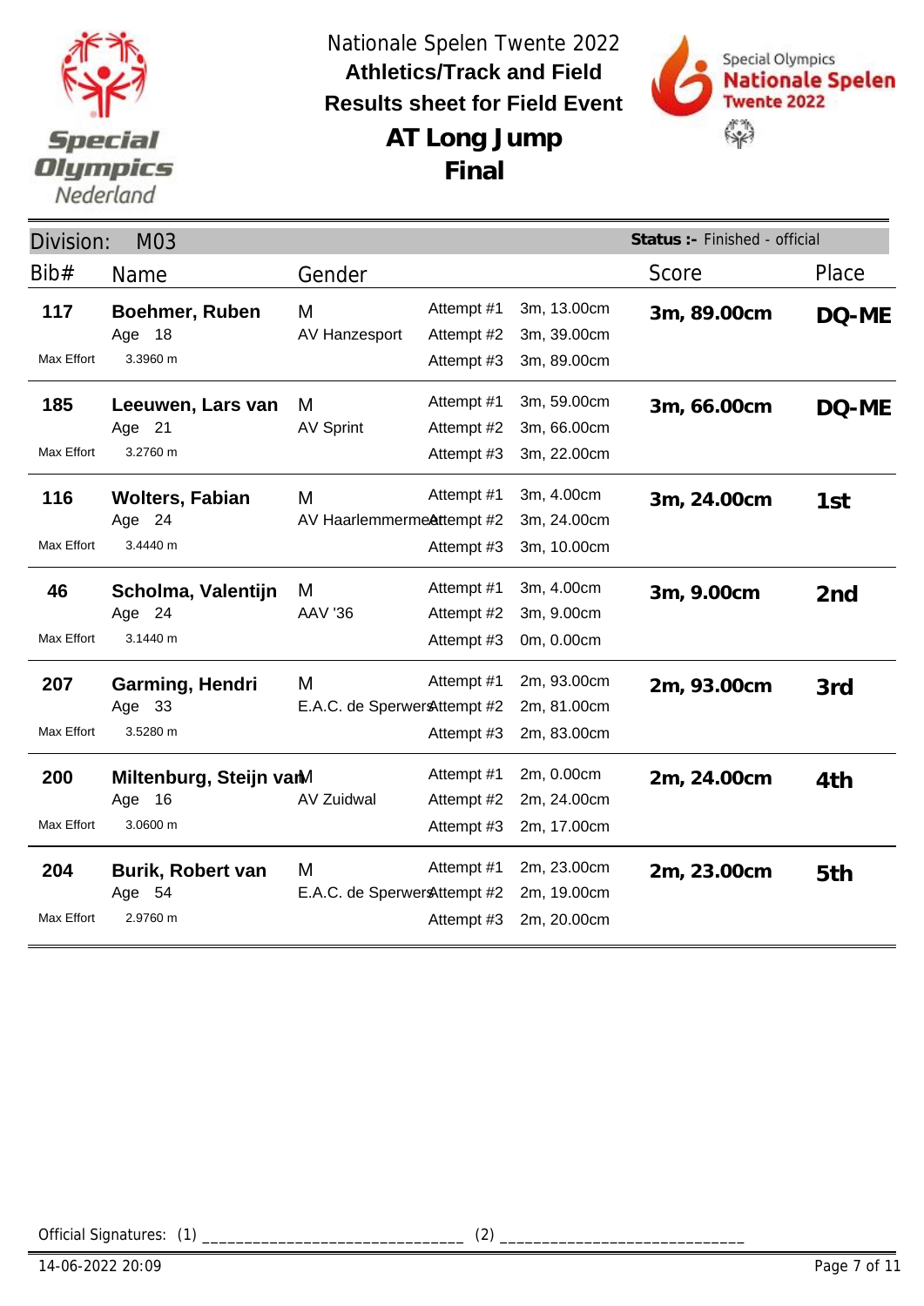Nationale Spelen Twente 2022

**Athletics/Track and Field**

**Results sheet for Field Event**

# AT Long Jump

## Final

Division: M03

**Status :-** Finished - official

| Bib# | Name | Gender | | | Score | Place |
|---|---|---|---|---|---|---|
| **117** | **Boehmer, Ruben** | M | Attempt #1 | 3m, 13.00cm | **3m, 89.00cm** | **DQ-ME** |
| | Age 18 | AV Hanzesport | Attempt #2 | 3m, 39.00cm | | |
| Max Effort | 3.3960 m | | Attempt #3 | 3m, 89.00cm | | |
| **185** | **Leeuwen, Lars van** | M | Attempt #1 | 3m, 59.00cm | **3m, 66.00cm** | **DQ-ME** |
| | Age 21 | AV Sprint | Attempt #2 | 3m, 66.00cm | | |
| Max Effort | 3.2760 m | | Attempt #3 | 3m, 22.00cm | | |
| **116** | **Wolters, Fabian** | M | Attempt #1 | 3m, 4.00cm | **3m, 24.00cm** | **1st** |
| | Age 24 | AV Haarlemmermeer | Attempt #2 | 3m, 24.00cm | | |
| Max Effort | 3.4440 m | | Attempt #3 | 3m, 10.00cm | | |
| **46** | **Scholma, Valentijn** | M | Attempt #1 | 3m, 4.00cm | **3m, 9.00cm** | **2nd** |
| | Age 24 | AAV '36 | Attempt #2 | 3m, 9.00cm | | |
| Max Effort | 3.1440 m | | Attempt #3 | 0m, 0.00cm | | |
| **207** | **Garming, Hendri** | M | Attempt #1 | 2m, 93.00cm | **2m, 93.00cm** | **3rd** |
| | Age 33 | E.A.C. de Sperwers | Attempt #2 | 2m, 81.00cm | | |
| Max Effort | 3.5280 m | | Attempt #3 | 2m, 83.00cm | | |
| **200** | **Miltenburg, Steijn van** | M | Attempt #1 | 2m, 0.00cm | **2m, 24.00cm** | **4th** |
| | Age 16 | AV Zuidwal | Attempt #2 | 2m, 24.00cm | | |
| Max Effort | 3.0600 m | | Attempt #3 | 2m, 17.00cm | | |
| **204** | **Burik, Robert van** | M | Attempt #1 | 2m, 23.00cm | **2m, 23.00cm** | **5th** |
| | Age 54 | E.A.C. de Sperwers | Attempt #2 | 2m, 19.00cm | | |
| Max Effort | 2.9760 m | | Attempt #3 | 2m, 20.00cm | | |

Official Signatures: (1) ______________________________ (2) ____________________________

14-06-2022 20:09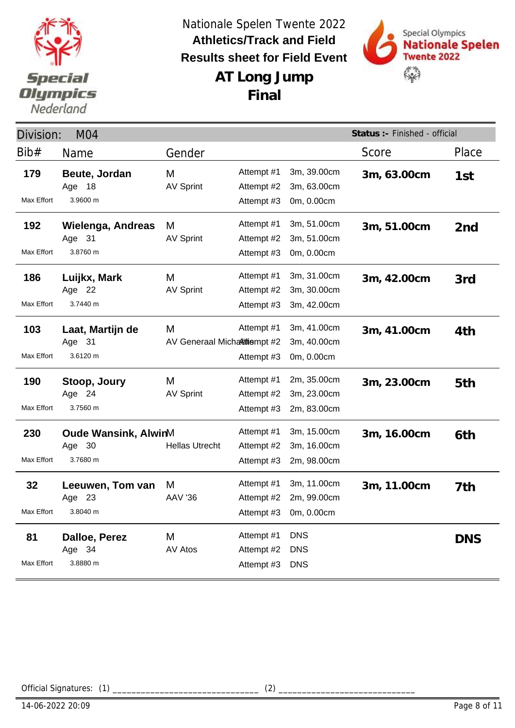Nationale Spelen Twente 2022

**Athletics/Track and Field**

**Results sheet for Field Event**

# AT Long Jump

## Final

**Division:** M04 — **Status :-** Finished - official

| Bib# | Name | Gender | Attempt | Result | Score | Place |
|---|---|---|---|---|---|---|
| **179** | **Beute, Jordan** | M | Attempt #1 | 3m, 39.00cm | **3m, 63.00cm** | **1st** |
| | Age 18 | AV Sprint | Attempt #2 | 3m, 63.00cm | | |
| Max Effort | 3.9600 m | | Attempt #3 | 0m, 0.00cm | | |
| **192** | **Wielenga, Andreas** | M | Attempt #1 | 3m, 51.00cm | **3m, 51.00cm** | **2nd** |
| | Age 31 | AV Sprint | Attempt #2 | 3m, 51.00cm | | |
| Max Effort | 3.8760 m | | Attempt #3 | 0m, 0.00cm | | |
| **186** | **Luijkx, Mark** | M | Attempt #1 | 3m, 31.00cm | **3m, 42.00cm** | **3rd** |
| | Age 22 | AV Sprint | Attempt #2 | 3m, 30.00cm | | |
| Max Effort | 3.7440 m | | Attempt #3 | 3m, 42.00cm | | |
| **103** | **Laat, Martijn de** | M | Attempt #1 | 3m, 41.00cm | **3m, 41.00cm** | **4th** |
| | Age 31 | AV Generaal Michaël | Attempt #2 | 3m, 40.00cm | | |
| Max Effort | 3.6120 m | | Attempt #3 | 0m, 0.00cm | | |
| **190** | **Stoop, Joury** | M | Attempt #1 | 2m, 35.00cm | **3m, 23.00cm** | **5th** |
| | Age 24 | AV Sprint | Attempt #2 | 3m, 23.00cm | | |
| Max Effort | 3.7560 m | | Attempt #3 | 2m, 83.00cm | | |
| **230** | **Oude Wansink, Alwin** | M | Attempt #1 | 3m, 15.00cm | **3m, 16.00cm** | **6th** |
| | Age 30 | Hellas Utrecht | Attempt #2 | 3m, 16.00cm | | |
| Max Effort | 3.7680 m | | Attempt #3 | 2m, 98.00cm | | |
| **32** | **Leeuwen, Tom van** | M | Attempt #1 | 3m, 11.00cm | **3m, 11.00cm** | **7th** |
| | Age 23 | AAV '36 | Attempt #2 | 2m, 99.00cm | | |
| Max Effort | 3.8040 m | | Attempt #3 | 0m, 0.00cm | | |
| **81** | **Dalloe, Perez** | M | Attempt #1 | DNS | | **DNS** |
| | Age 34 | AV Atos | Attempt #2 | DNS | | |
| Max Effort | 3.8880 m | | Attempt #3 | DNS | | |

Official Signatures: (1) ______________________________ (2) ____________________________

14-06-2022 20:09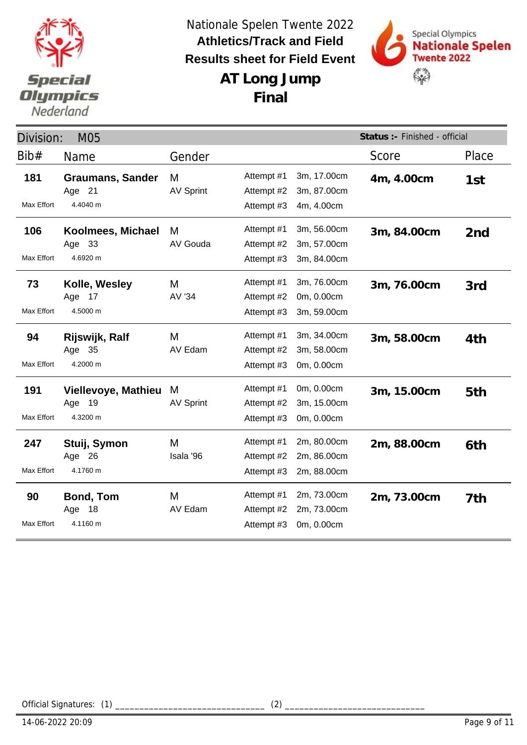Nationale Spelen Twente 2022

**Athletics/Track and Field**

**Results sheet for Field Event**

# AT Long Jump
## Final

Division: M05 | **Status :-** Finished - official

| Bib# | Name | Gender | Attempt | Distance | Score | Place |
|---|---|---|---|---|---|---|
| **181** | **Graumans, Sander** | M | Attempt #1 | 3m, 17.00cm | **4m, 4.00cm** | **1st** |
| | Age 21 | AV Sprint | Attempt #2 | 3m, 87.00cm | | |
| Max Effort | 4.4040 m | | Attempt #3 | 4m, 4.00cm | | |
| **106** | **Koolmees, Michael** | M | Attempt #1 | 3m, 56.00cm | **3m, 84.00cm** | **2nd** |
| | Age 33 | AV Gouda | Attempt #2 | 3m, 57.00cm | | |
| Max Effort | 4.6920 m | | Attempt #3 | 3m, 84.00cm | | |
| **73** | **Kolle, Wesley** | M | Attempt #1 | 3m, 76.00cm | **3m, 76.00cm** | **3rd** |
| | Age 17 | AV '34 | Attempt #2 | 0m, 0.00cm | | |
| Max Effort | 4.5000 m | | Attempt #3 | 3m, 59.00cm | | |
| **94** | **Rijswijk, Ralf** | M | Attempt #1 | 3m, 34.00cm | **3m, 58.00cm** | **4th** |
| | Age 35 | AV Edam | Attempt #2 | 3m, 58.00cm | | |
| Max Effort | 4.2000 m | | Attempt #3 | 0m, 0.00cm | | |
| **191** | **Viellevoye, Mathieu** | M | Attempt #1 | 0m, 0.00cm | **3m, 15.00cm** | **5th** |
| | Age 19 | AV Sprint | Attempt #2 | 3m, 15.00cm | | |
| Max Effort | 4.3200 m | | Attempt #3 | 0m, 0.00cm | | |
| **247** | **Stuij, Symon** | M | Attempt #1 | 2m, 80.00cm | **2m, 88.00cm** | **6th** |
| | Age 26 | Isala '96 | Attempt #2 | 2m, 86.00cm | | |
| Max Effort | 4.1760 m | | Attempt #3 | 2m, 88.00cm | | |
| **90** | **Bond, Tom** | M | Attempt #1 | 2m, 73.00cm | **2m, 73.00cm** | **7th** |
| | Age 18 | AV Edam | Attempt #2 | 2m, 73.00cm | | |
| Max Effort | 4.1160 m | | Attempt #3 | 0m, 0.00cm | | |

Official Signatures: (1) ______________________________ (2) ____________________________

14-06-2022 20:09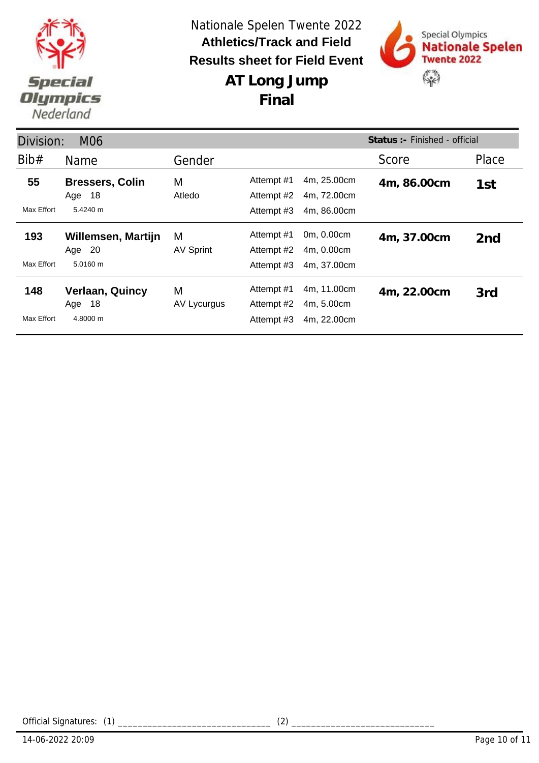Nationale Spelen Twente 2022

**Athletics/Track and Field**

**Results sheet for Field Event**

# AT Long Jump
## Final

Division: M06 — **Status :-** Finished - official

| Bib# | Name | Gender | | | Score | Place |
|---|---|---|---|---|---|---|
| **55** | **Bressers, Colin** | M | Attempt #1 | 4m, 25.00cm | **4m, 86.00cm** | **1st** |
| | Age 18 | Atledo | Attempt #2 | 4m, 72.00cm | | |
| Max Effort | 5.4240 m | | Attempt #3 | 4m, 86.00cm | | |
| **193** | **Willemsen, Martijn** | M | Attempt #1 | 0m, 0.00cm | **4m, 37.00cm** | **2nd** |
| | Age 20 | AV Sprint | Attempt #2 | 4m, 0.00cm | | |
| Max Effort | 5.0160 m | | Attempt #3 | 4m, 37.00cm | | |
| **148** | **Verlaan, Quincy** | M | Attempt #1 | 4m, 11.00cm | **4m, 22.00cm** | **3rd** |
| | Age 18 | AV Lycurgus | Attempt #2 | 4m, 5.00cm | | |
| Max Effort | 4.8000 m | | Attempt #3 | 4m, 22.00cm | | |

Official Signatures: (1) ______________________________ (2) ____________________________

14-06-2022 20:09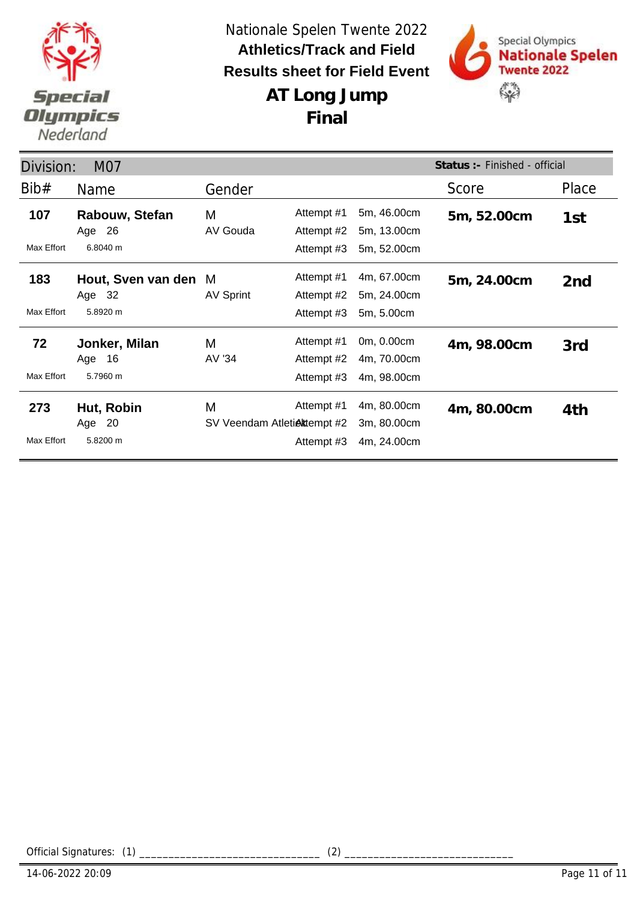Nationale Spelen Twente 2022

**Athletics/Track and Field**

**Results sheet for Field Event**

# AT Long Jump

## Final

Special Olympics Nederland

Special Olympics Nationale Spelen Twente 2022

Division: M07 — **Status :-** Finished - official

| Bib# | Name | Gender | | | Score | Place |
|---|---|---|---|---|---|---|
| **107** | **Rabouw, Stefan** | M | Attempt #1 | 5m, 46.00cm | **5m, 52.00cm** | **1st** |
| | Age 26 | AV Gouda | Attempt #2 | 5m, 13.00cm | | |
| Max Effort | 6.8040 m | | Attempt #3 | 5m, 52.00cm | | |
| **183** | **Hout, Sven van den** | M | Attempt #1 | 4m, 67.00cm | **5m, 24.00cm** | **2nd** |
| | Age 32 | AV Sprint | Attempt #2 | 5m, 24.00cm | | |
| Max Effort | 5.8920 m | | Attempt #3 | 5m, 5.00cm | | |
| **72** | **Jonker, Milan** | M | Attempt #1 | 0m, 0.00cm | **4m, 98.00cm** | **3rd** |
| | Age 16 | AV '34 | Attempt #2 | 4m, 70.00cm | | |
| Max Effort | 5.7960 m | | Attempt #3 | 4m, 98.00cm | | |
| **273** | **Hut, Robin** | M | Attempt #1 | 4m, 80.00cm | **4m, 80.00cm** | **4th** |
| | Age 20 | SV Veendam Atletiek | Attempt #2 | 3m, 80.00cm | | |
| Max Effort | 5.8200 m | | Attempt #3 | 4m, 24.00cm | | |

Official Signatures: (1) ______________________________ (2) ____________________________

14-06-2022 20:09